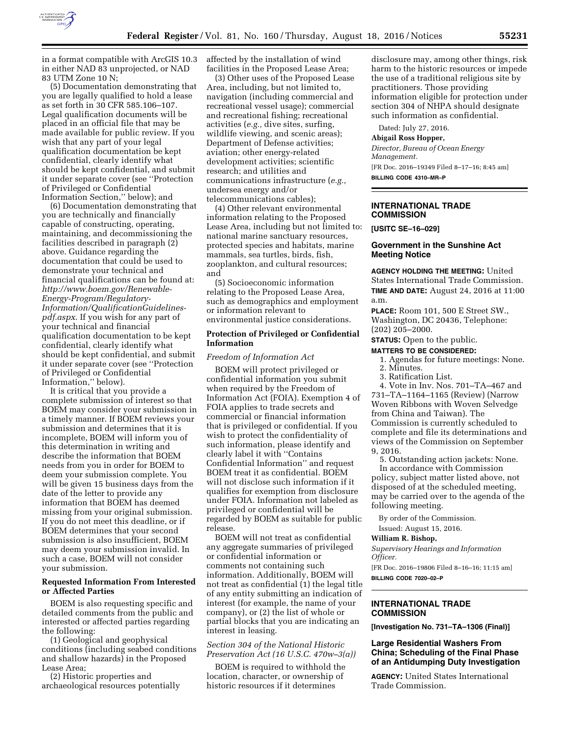in a format compatible with ArcGIS 10.3 in either NAD 83 unprojected, or NAD 83 UTM Zone 10 N;

(5) Documentation demonstrating that you are legally qualified to hold a lease as set forth in 30 CFR 585.106–107. Legal qualification documents will be placed in an official file that may be made available for public review. If you wish that any part of your legal qualification documentation be kept confidential, clearly identify what should be kept confidential, and submit it under separate cover (see ''Protection of Privileged or Confidential Information Section,'' below); and

(6) Documentation demonstrating that you are technically and financially capable of constructing, operating, maintaining, and decommissioning the facilities described in paragraph (2) above. Guidance regarding the documentation that could be used to demonstrate your technical and financial qualifications can be found at: *http://www.boem.gov/Renewable-Energy-Program/Regulatory-Information/QualificationGuidelines-pdf.aspx.* If you wish for any part of your technical and financial qualification documentation to be kept confidential, clearly identify what should be kept confidential, and submit it under separate cover (see ''Protection of Privileged or Confidential Information,'' below).

It is critical that you provide a complete submission of interest so that BOEM may consider your submission in a timely manner. If BOEM reviews your submission and determines that it is incomplete, BOEM will inform you of this determination in writing and describe the information that BOEM needs from you in order for BOEM to deem your submission complete. You will be given 15 business days from the date of the letter to provide any information that BOEM has deemed missing from your original submission. If you do not meet this deadline, or if BOEM determines that your second submission is also insufficient, BOEM may deem your submission invalid. In such a case, BOEM will not consider your submission.

**Requested Information From Interested or Affected Parties**

BOEM is also requesting specific and detailed comments from the public and interested or affected parties regarding the following:

(1) Geological and geophysical conditions (including seabed conditions and shallow hazards) in the Proposed Lease Area;

(2) Historic properties and archaeological resources potentially affected by the installation of wind facilities in the Proposed Lease Area;

(3) Other uses of the Proposed Lease Area, including, but not limited to, navigation (including commercial and recreational vessel usage); commercial and recreational fishing; recreational activities (*e.g.,* dive sites, surfing, wildlife viewing, and scenic areas); Department of Defense activities; aviation; other energy-related development activities; scientific research; and utilities and communications infrastructure (*e.g.,* undersea energy and/or telecommunications cables);

(4) Other relevant environmental information relating to the Proposed Lease Area, including but not limited to: national marine sanctuary resources, protected species and habitats, marine mammals, sea turtles, birds, fish, zooplankton, and cultural resources; and

(5) Socioeconomic information relating to the Proposed Lease Area, such as demographics and employment or information relevant to environmental justice considerations.

**Protection of Privileged or Confidential Information**

*Freedom of Information Act*

BOEM will protect privileged or confidential information you submit when required by the Freedom of Information Act (FOIA). Exemption 4 of FOIA applies to trade secrets and commercial or financial information that is privileged or confidential. If you wish to protect the confidentiality of such information, please identify and clearly label it with ''Contains Confidential Information'' and request BOEM treat it as confidential. BOEM will not disclose such information if it qualifies for exemption from disclosure under FOIA. Information not labeled as privileged or confidential will be regarded by BOEM as suitable for public release.

BOEM will not treat as confidential any aggregate summaries of privileged or confidential information or comments not containing such information. Additionally, BOEM will not treat as confidential (1) the legal title of any entity submitting an indication of interest (for example, the name of your company), or (2) the list of whole or partial blocks that you are indicating an interest in leasing.

*Section 304 of the National Historic Preservation Act (16 U.S.C. 470w–3(a))*

BOEM is required to withhold the location, character, or ownership of historic resources if it determines disclosure may, among other things, risk harm to the historic resources or impede the use of a traditional religious site by practitioners. Those providing information eligible for protection under section 304 of NHPA should designate such information as confidential.

Dated: July 27, 2016.

**Abigail Ross Hopper,**

*Director, Bureau of Ocean Energy Management.*

[FR Doc. 2016–19349 Filed 8–17–16; 8:45 am]

**BILLING CODE 4310–MR–P**

---

**INTERNATIONAL TRADE COMMISSION**

**[USITC SE–16–029]**

## Government in the Sunshine Act Meeting Notice

**AGENCY HOLDING THE MEETING:** United States International Trade Commission.

**TIME AND DATE:** August 24, 2016 at 11:00 a.m.

**PLACE:** Room 101, 500 E Street SW., Washington, DC 20436, Telephone: (202) 205–2000.

**STATUS:** Open to the public.

**MATTERS TO BE CONSIDERED:**

1. Agendas for future meetings: None.
2. Minutes.
3. Ratification List.
4. Vote in Inv. Nos. 701–TA–467 and 731–TA–1164–1165 (Review) (Narrow Woven Ribbons with Woven Selvedge from China and Taiwan). The Commission is currently scheduled to complete and file its determinations and views of the Commission on September 9, 2016.
5. Outstanding action jackets: None.

In accordance with Commission policy, subject matter listed above, not disposed of at the scheduled meeting, may be carried over to the agenda of the following meeting.

By order of the Commission.

Issued: August 15, 2016.

**William R. Bishop,**

*Supervisory Hearings and Information Officer.*

[FR Doc. 2016–19806 Filed 8–16–16; 11:15 am]

**BILLING CODE 7020–02–P**

---

**INTERNATIONAL TRADE COMMISSION**

**[Investigation No. 731–TA–1306 (Final)]**

## Large Residential Washers From China; Scheduling of the Final Phase of an Antidumping Duty Investigation

**AGENCY:** United States International Trade Commission.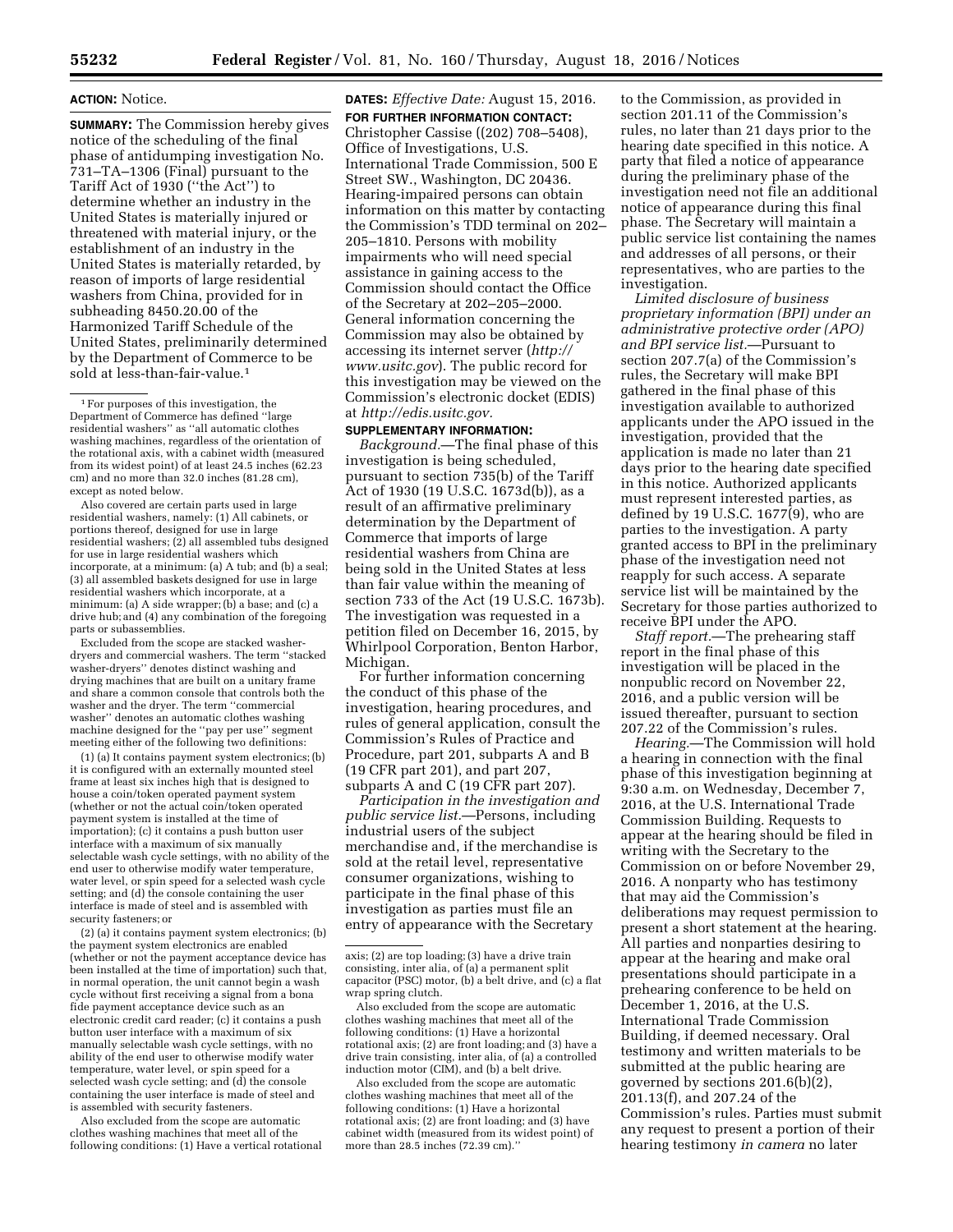**ACTION:** Notice.

**SUMMARY:** The Commission hereby gives notice of the scheduling of the final phase of antidumping investigation No. 731–TA–1306 (Final) pursuant to the Tariff Act of 1930 (''the Act'') to determine whether an industry in the United States is materially injured or threatened with material injury, or the establishment of an industry in the United States is materially retarded, by reason of imports of large residential washers from China, provided for in subheading 8450.20.00 of the Harmonized Tariff Schedule of the United States, preliminarily determined by the Department of Commerce to be sold at less-than-fair-value.[1]

**DATES:** *Effective Date:* August 15, 2016.

**FOR FURTHER INFORMATION CONTACT:** Christopher Cassise ((202) 708–5408), Office of Investigations, U.S. International Trade Commission, 500 E Street SW., Washington, DC 20436. Hearing-impaired persons can obtain information on this matter by contacting the Commission's TDD terminal on 202–205–1810. Persons with mobility impairments who will need special assistance in gaining access to the Commission should contact the Office of the Secretary at 202–205–2000. General information concerning the Commission may also be obtained by accessing its internet server (*http://www.usitc.gov*). The public record for this investigation may be viewed on the Commission's electronic docket (EDIS) at *http://edis.usitc.gov.*

**SUPPLEMENTARY INFORMATION:**

*Background.*—The final phase of this investigation is being scheduled, pursuant to section 735(b) of the Tariff Act of 1930 (19 U.S.C. 1673d(b)), as a result of an affirmative preliminary determination by the Department of Commerce that imports of large residential washers from China are being sold in the United States at less than fair value within the meaning of section 733 of the Act (19 U.S.C. 1673b). The investigation was requested in a petition filed on December 16, 2015, by Whirlpool Corporation, Benton Harbor, Michigan.

For further information concerning the conduct of this phase of the investigation, hearing procedures, and rules of general application, consult the Commission's Rules of Practice and Procedure, part 201, subparts A and B (19 CFR part 201), and part 207, subparts A and C (19 CFR part 207).

*Participation in the investigation and public service list.*—Persons, including industrial users of the subject merchandise and, if the merchandise is sold at the retail level, representative consumer organizations, wishing to participate in the final phase of this investigation as parties must file an entry of appearance with the Secretary to the Commission, as provided in section 201.11 of the Commission's rules, no later than 21 days prior to the hearing date specified in this notice. A party that filed a notice of appearance during the preliminary phase of the investigation need not file an additional notice of appearance during this final phase. The Secretary will maintain a public service list containing the names and addresses of all persons, or their representatives, who are parties to the investigation.

*Limited disclosure of business proprietary information (BPI) under an administrative protective order (APO) and BPI service list.*—Pursuant to section 207.7(a) of the Commission's rules, the Secretary will make BPI gathered in the final phase of this investigation available to authorized applicants under the APO issued in the investigation, provided that the application is made no later than 21 days prior to the hearing date specified in this notice. Authorized applicants must represent interested parties, as defined by 19 U.S.C. 1677(9), who are parties to the investigation. A party granted access to BPI in the preliminary phase of the investigation need not reapply for such access. A separate service list will be maintained by the Secretary for those parties authorized to receive BPI under the APO.

*Staff report.*—The prehearing staff report in the final phase of this investigation will be placed in the nonpublic record on November 22, 2016, and a public version will be issued thereafter, pursuant to section 207.22 of the Commission's rules.

*Hearing.*—The Commission will hold a hearing in connection with the final phase of this investigation beginning at 9:30 a.m. on Wednesday, December 7, 2016, at the U.S. International Trade Commission Building. Requests to appear at the hearing should be filed in writing with the Secretary to the Commission on or before November 29, 2016. A nonparty who has testimony that may aid the Commission's deliberations may request permission to present a short statement at the hearing. All parties and nonparties desiring to appear at the hearing and make oral presentations should participate in a prehearing conference to be held on December 1, 2016, at the U.S. International Trade Commission Building, if deemed necessary. Oral testimony and written materials to be submitted at the public hearing are governed by sections 201.6(b)(2), 201.13(f), and 207.24 of the Commission's rules. Parties must submit any request to present a portion of their hearing testimony *in camera* no later

---

[1] For purposes of this investigation, the Department of Commerce has defined ''large residential washers'' as ''all automatic clothes washing machines, regardless of the orientation of the rotational axis, with a cabinet width (measured from its widest point) of at least 24.5 inches (62.23 cm) and no more than 32.0 inches (81.28 cm), except as noted below.

Also covered are certain parts used in large residential washers, namely: (1) All cabinets, or portions thereof, designed for use in large residential washers; (2) all assembled tubs designed for use in large residential washers which incorporate, at a minimum: (a) A tub; and (b) a seal; (3) all assembled baskets designed for use in large residential washers which incorporate, at a minimum: (a) A side wrapper; (b) a base; and (c) a drive hub; and (4) any combination of the foregoing parts or subassemblies.

Excluded from the scope are stacked washer-dryers and commercial washers. The term ''stacked washer-dryers'' denotes distinct washing and drying machines that are built on a unitary frame and share a common console that controls both the washer and the dryer. The term ''commercial washer'' denotes an automatic clothes washing machine designed for the ''pay per use'' segment meeting either of the following two definitions:

(1) (a) It contains payment system electronics; (b) it is configured with an externally mounted steel frame at least six inches high that is designed to house a coin/token operated payment system (whether or not the actual coin/token operated payment system is installed at the time of importation); (c) it contains a push button user interface with a maximum of six manually selectable wash cycle settings, with no ability of the end user to otherwise modify water temperature, water level, or spin speed for a selected wash cycle setting; and (d) the console containing the user interface is made of steel and is assembled with security fasteners; or

(2) (a) it contains payment system electronics; (b) the payment system electronics are enabled (whether or not the payment acceptance device has been installed at the time of importation) such that, in normal operation, the unit cannot begin a wash cycle without first receiving a signal from a bona fide payment acceptance device such as an electronic credit card reader; (c) it contains a push button user interface with a maximum of six manually selectable wash cycle settings, with no ability of the end user to otherwise modify water temperature, water level, or spin speed for a selected wash cycle setting; and (d) the console containing the user interface is made of steel and is assembled with security fasteners.

Also excluded from the scope are automatic clothes washing machines that meet all of the following conditions: (1) Have a vertical rotational axis; (2) are top loading; (3) have a drive train consisting, inter alia, of (a) a permanent split capacitor (PSC) motor, (b) a belt drive, and (c) a flat wrap spring clutch.

Also excluded from the scope are automatic clothes washing machines that meet all of the following conditions: (1) Have a horizontal rotational axis; (2) are front loading; and (3) have a drive train consisting, inter alia, of (a) a controlled induction motor (CIM), and (b) a belt drive.

Also excluded from the scope are automatic clothes washing machines that meet all of the following conditions: (1) Have a horizontal rotational axis; (2) are front loading; and (3) have cabinet width (measured from its widest point) of more than 28.5 inches (72.39 cm).''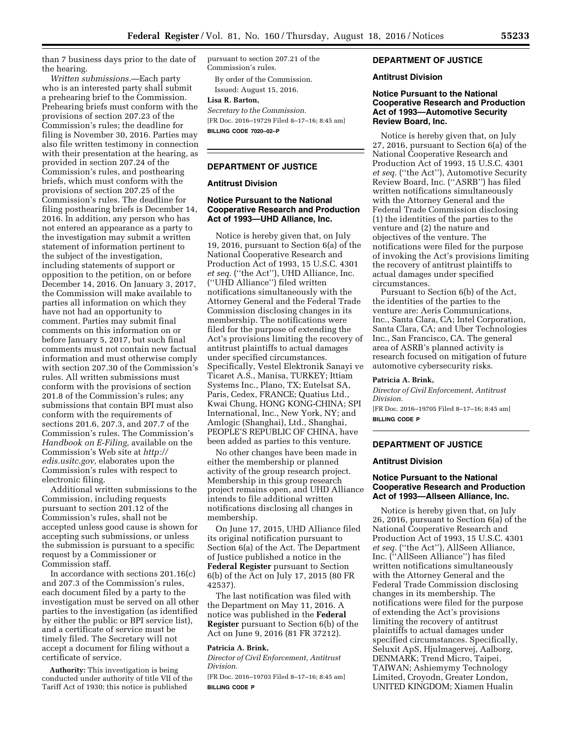than 7 business days prior to the date of the hearing.

*Written submissions.*—Each party who is an interested party shall submit a prehearing brief to the Commission. Prehearing briefs must conform with the provisions of section 207.23 of the Commission's rules; the deadline for filing is November 30, 2016. Parties may also file written testimony in connection with their presentation at the hearing, as provided in section 207.24 of the Commission's rules, and posthearing briefs, which must conform with the provisions of section 207.25 of the Commission's rules. The deadline for filing posthearing briefs is December 14, 2016. In addition, any person who has not entered an appearance as a party to the investigation may submit a written statement of information pertinent to the subject of the investigation, including statements of support or opposition to the petition, on or before December 14, 2016. On January 3, 2017, the Commission will make available to parties all information on which they have not had an opportunity to comment. Parties may submit final comments on this information on or before January 5, 2017, but such final comments must not contain new factual information and must otherwise comply with section 207.30 of the Commission's rules. All written submissions must conform with the provisions of section 201.8 of the Commission's rules; any submissions that contain BPI must also conform with the requirements of sections 201.6, 207.3, and 207.7 of the Commission's rules. The Commission's *Handbook on E-Filing,* available on the Commission's Web site at *http://edis.usitc.gov,* elaborates upon the Commission's rules with respect to electronic filing.

Additional written submissions to the Commission, including requests pursuant to section 201.12 of the Commission's rules, shall not be accepted unless good cause is shown for accepting such submissions, or unless the submission is pursuant to a specific request by a Commissioner or Commission staff.

In accordance with sections 201.16(c) and 207.3 of the Commission's rules, each document filed by a party to the investigation must be served on all other parties to the investigation (as identified by either the public or BPI service list), and a certificate of service must be timely filed. The Secretary will not accept a document for filing without a certificate of service.

**Authority:** This investigation is being conducted under authority of title VII of the Tariff Act of 1930; this notice is published pursuant to section 207.21 of the Commission's rules.

By order of the Commission.

Issued: August 15, 2016.

**Lisa R. Barton,**

*Secretary to the Commission.*

[FR Doc. 2016–19729 Filed 8–17–16; 8:45 am]

**BILLING CODE 7020–02–P**

## DEPARTMENT OF JUSTICE

### Antitrust Division

### Notice Pursuant to the National Cooperative Research and Production Act of 1993—UHD Alliance, Inc.

Notice is hereby given that, on July 19, 2016, pursuant to Section 6(a) of the National Cooperative Research and Production Act of 1993, 15 U.S.C. 4301 *et seq.* (''the Act''), UHD Alliance, Inc. (''UHD Alliance'') filed written notifications simultaneously with the Attorney General and the Federal Trade Commission disclosing changes in its membership. The notifications were filed for the purpose of extending the Act's provisions limiting the recovery of antitrust plaintiffs to actual damages under specified circumstances. Specifically, Vestel Elektronik Sanayi ve Ticaret A.S., Manisa, TURKEY; Ittiam Systems Inc., Plano, TX; Eutelsat SA, Paris, Cedex, FRANCE; Quatius Ltd., Kwai Chung, HONG KONG-CHINA; SPI International, Inc., New York, NY; and Amlogic (Shanghai), Ltd., Shanghai, PEOPLE'S REPUBLIC OF CHINA, have been added as parties to this venture.

No other changes have been made in either the membership or planned activity of the group research project. Membership in this group research project remains open, and UHD Alliance intends to file additional written notifications disclosing all changes in membership.

On June 17, 2015, UHD Alliance filed its original notification pursuant to Section 6(a) of the Act. The Department of Justice published a notice in the **Federal Register** pursuant to Section 6(b) of the Act on July 17, 2015 (80 FR 42537).

The last notification was filed with the Department on May 11, 2016. A notice was published in the **Federal Register** pursuant to Section 6(b) of the Act on June 9, 2016 (81 FR 37212).

**Patricia A. Brink,**

*Director of Civil Enforcement, Antitrust Division.*

[FR Doc. 2016–19703 Filed 8–17–16; 8:45 am]

**BILLING CODE P**

## DEPARTMENT OF JUSTICE

### Antitrust Division

### Notice Pursuant to the National Cooperative Research and Production Act of 1993—Automotive Security Review Board, Inc.

Notice is hereby given that, on July 27, 2016, pursuant to Section 6(a) of the National Cooperative Research and Production Act of 1993, 15 U.S.C. 4301 *et seq.* (''the Act''), Automotive Security Review Board, Inc. (''ASRB'') has filed written notifications simultaneously with the Attorney General and the Federal Trade Commission disclosing (1) the identities of the parties to the venture and (2) the nature and objectives of the venture. The notifications were filed for the purpose of invoking the Act's provisions limiting the recovery of antitrust plaintiffs to actual damages under specified circumstances.

Pursuant to Section 6(b) of the Act, the identities of the parties to the venture are: Aeris Communications, Inc., Santa Clara, CA; Intel Corporation, Santa Clara, CA; and Uber Technologies Inc., San Francisco, CA. The general area of ASRB's planned activity is research focused on mitigation of future automotive cybersecurity risks.

**Patricia A. Brink,**

*Director of Civil Enforcement, Antitrust Division.*

[FR Doc. 2016–19705 Filed 8–17–16; 8:45 am]

**BILLING CODE P**

## DEPARTMENT OF JUSTICE

### Antitrust Division

### Notice Pursuant to the National Cooperative Research and Production Act of 1993—Allseen Alliance, Inc.

Notice is hereby given that, on July 26, 2016, pursuant to Section 6(a) of the National Cooperative Research and Production Act of 1993, 15 U.S.C. 4301 *et seq.* (''the Act''), AllSeen Alliance, Inc. (''AllSeen Alliance'') has filed written notifications simultaneously with the Attorney General and the Federal Trade Commission disclosing changes in its membership. The notifications were filed for the purpose of extending the Act's provisions limiting the recovery of antitrust plaintiffs to actual damages under specified circumstances. Specifically, Seluxit ApS, Hjulmagervej, Aalborg, DENMARK; Trend Micro, Taipei, TAIWAN; Ashiemymy Technology Limited, Croyodn, Greater London, UNITED KINGDOM; Xiamen Hualin